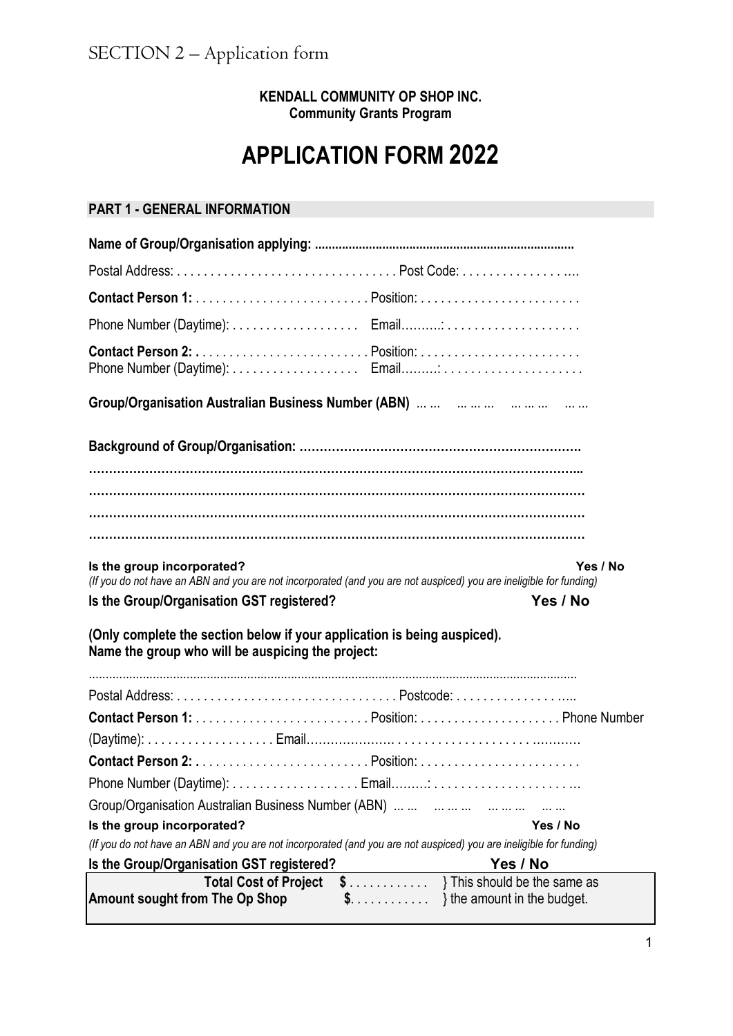SECTION 2 – Application form

**KENDALL COMMUNITY OP SHOP INC.**
**Community Grants Program**

# APPLICATION FORM 2022

## PART 1 - GENERAL INFORMATION

**Name of Group/Organisation applying: ............................................................................**

Postal Address: . . . . . . . . . . . . . . . . . . . . . . . . . . . . . . . . Post Code: . . . . . . . . . . . . . . . ....

**Contact Person 1:** . . . . . . . . . . . . . . . . . . . . . . . . . Position: . . . . . . . . . . . . . . . . . . . . . . .

Phone Number (Daytime): . . . . . . . . . . . . . . . . . . Email……....: . . . . . . . . . . . . . . . . . . .

**Contact Person 2: .** . . . . . . . . . . . . . . . . . . . . . . . . Position: . . . . . . . . . . . . . . . . . . . . . . .
Phone Number (Daytime): . . . . . . . . . . . . . . . . . . Email….…..: . . . . . . . . . . . . . . . . . . . .

**Group/Organisation Australian Business Number (ABN)** ... ... ... ... ... ... ... ... ... ...

**Background of Group/Organisation: …………………………………………………………….**

**…………………………………………………………………………………………………...**

**…………………………………………………………………………………………………**

**…………………………………………………………………………………………………**

**…………………………………………………………………………………………………**

**Is the group incorporated?** **Yes / No**
*(If you do not have an ABN and you are not incorporated (and you are not auspiced) you are ineligible for funding)*

**Is the Group/Organisation GST registered?** **Yes / No**

**(Only complete the section below if your application is being auspiced).**
**Name the group who will be auspicing the project:**

..............................................................................................................................................

Postal Address: . . . . . . . . . . . . . . . . . . . . . . . . . . . . . . . . Postcode: . . . . . . . . . . . . . . . .....

**Contact Person 1:** . . . . . . . . . . . . . . . . . . . . . . . . . Position: . . . . . . . . . . . . . . . . . . . . Phone Number (Daytime): . . . . . . . . . . . . . . . . . . Email……............ . . . . . . . . . . . . . . . . . . . ...........

**Contact Person 2: .** . . . . . . . . . . . . . . . . . . . . . . . . Position: . . . . . . . . . . . . . . . . . . . . . . .

Phone Number (Daytime): . . . . . . . . . . . . . . . . . . Email….…..: . . . . . . . . . . . . . . . . . . . . ...

Group/Organisation Australian Business Number (ABN) ... ... ... ... ... ... ... ... ... ...

**Is the group incorporated?** **Yes / No**

*(If you do not have an ABN and you are not incorporated (and you are not auspiced) you are ineligible for funding)*

**Is the Group/Organisation GST registered?** **Yes / No**

| | | |
|---|---|---|
| **Total Cost of Project** | **$** . . . . . . . . . . . | } This should be the same as |
| **Amount sought from The Op Shop** | **$**. . . . . . . . . . . | } the amount in the budget. |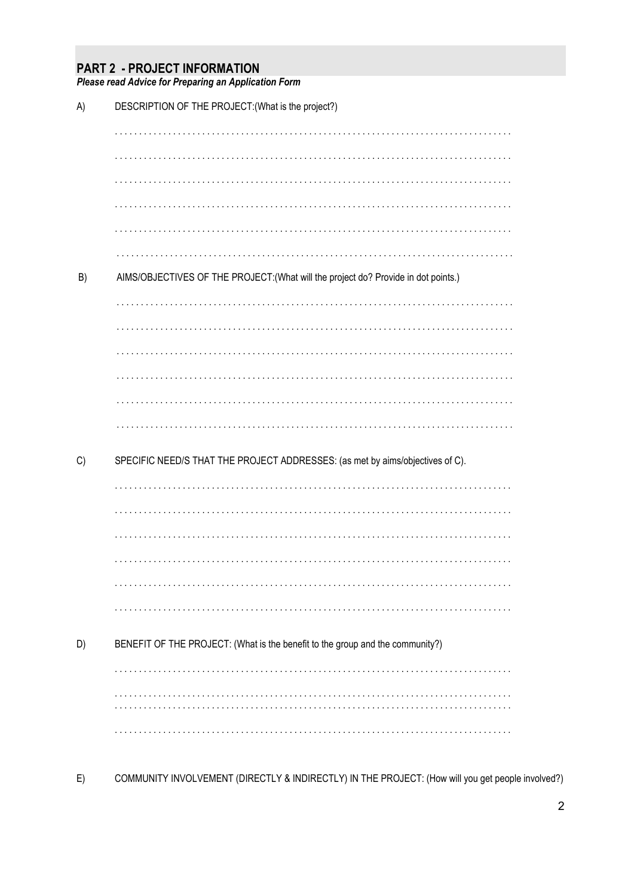## PART 2 - PROJECT INFORMATION

***Please read Advice for Preparing an Application Form***

A) DESCRIPTION OF THE PROJECT:(What is the project?)

. . . . . . . . . . . . . . . . . . . . . . . . . . . . . . . . . . . . . . . . . . . . . . . . . . . . . . . . . . . . . . . . . . . . . . . . . . . . . . . . .

. . . . . . . . . . . . . . . . . . . . . . . . . . . . . . . . . . . . . . . . . . . . . . . . . . . . . . . . . . . . . . . . . . . . . . . . . . . . . . . . .

. . . . . . . . . . . . . . . . . . . . . . . . . . . . . . . . . . . . . . . . . . . . . . . . . . . . . . . . . . . . . . . . . . . . . . . . . . . . . . . . .

. . . . . . . . . . . . . . . . . . . . . . . . . . . . . . . . . . . . . . . . . . . . . . . . . . . . . . . . . . . . . . . . . . . . . . . . . . . . . . . . .

. . . . . . . . . . . . . . . . . . . . . . . . . . . . . . . . . . . . . . . . . . . . . . . . . . . . . . . . . . . . . . . . . . . . . . . . . . . . . . . . .

. . . . . . . . . . . . . . . . . . . . . . . . . . . . . . . . . . . . . . . . . . . . . . . . . . . . . . . . . . . . . . . . . . . . . . . . . . . . . . . . .

B) AIMS/OBJECTIVES OF THE PROJECT:(What will the project do? Provide in dot points.)

. . . . . . . . . . . . . . . . . . . . . . . . . . . . . . . . . . . . . . . . . . . . . . . . . . . . . . . . . . . . . . . . . . . . . . . . . . . . . . . . .

. . . . . . . . . . . . . . . . . . . . . . . . . . . . . . . . . . . . . . . . . . . . . . . . . . . . . . . . . . . . . . . . . . . . . . . . . . . . . . . . .

. . . . . . . . . . . . . . . . . . . . . . . . . . . . . . . . . . . . . . . . . . . . . . . . . . . . . . . . . . . . . . . . . . . . . . . . . . . . . . . . .

. . . . . . . . . . . . . . . . . . . . . . . . . . . . . . . . . . . . . . . . . . . . . . . . . . . . . . . . . . . . . . . . . . . . . . . . . . . . . . . . .

. . . . . . . . . . . . . . . . . . . . . . . . . . . . . . . . . . . . . . . . . . . . . . . . . . . . . . . . . . . . . . . . . . . . . . . . . . . . . . . . .

. . . . . . . . . . . . . . . . . . . . . . . . . . . . . . . . . . . . . . . . . . . . . . . . . . . . . . . . . . . . . . . . . . . . . . . . . . . . . . . . .

C) SPECIFIC NEED/S THAT THE PROJECT ADDRESSES: (as met by aims/objectives of C).

. . . . . . . . . . . . . . . . . . . . . . . . . . . . . . . . . . . . . . . . . . . . . . . . . . . . . . . . . . . . . . . . . . . . . . . . . . . . . . . . .

. . . . . . . . . . . . . . . . . . . . . . . . . . . . . . . . . . . . . . . . . . . . . . . . . . . . . . . . . . . . . . . . . . . . . . . . . . . . . . . . .

. . . . . . . . . . . . . . . . . . . . . . . . . . . . . . . . . . . . . . . . . . . . . . . . . . . . . . . . . . . . . . . . . . . . . . . . . . . . . . . . .

. . . . . . . . . . . . . . . . . . . . . . . . . . . . . . . . . . . . . . . . . . . . . . . . . . . . . . . . . . . . . . . . . . . . . . . . . . . . . . . . .

. . . . . . . . . . . . . . . . . . . . . . . . . . . . . . . . . . . . . . . . . . . . . . . . . . . . . . . . . . . . . . . . . . . . . . . . . . . . . . . . .

. . . . . . . . . . . . . . . . . . . . . . . . . . . . . . . . . . . . . . . . . . . . . . . . . . . . . . . . . . . . . . . . . . . . . . . . . . . . . . . . .

D) BENEFIT OF THE PROJECT: (What is the benefit to the group and the community?)

. . . . . . . . . . . . . . . . . . . . . . . . . . . . . . . . . . . . . . . . . . . . . . . . . . . . . . . . . . . . . . . . . . . . . . . . . . . . . . . . .

. . . . . . . . . . . . . . . . . . . . . . . . . . . . . . . . . . . . . . . . . . . . . . . . . . . . . . . . . . . . . . . . . . . . . . . . . . . . . . . . .

. . . . . . . . . . . . . . . . . . . . . . . . . . . . . . . . . . . . . . . . . . . . . . . . . . . . . . . . . . . . . . . . . . . . . . . . . . . . . . . . .

. . . . . . . . . . . . . . . . . . . . . . . . . . . . . . . . . . . . . . . . . . . . . . . . . . . . . . . . . . . . . . . . . . . . . . . . . . . . . . . . .

E) COMMUNITY INVOLVEMENT (DIRECTLY & INDIRECTLY) IN THE PROJECT: (How will you get people involved?)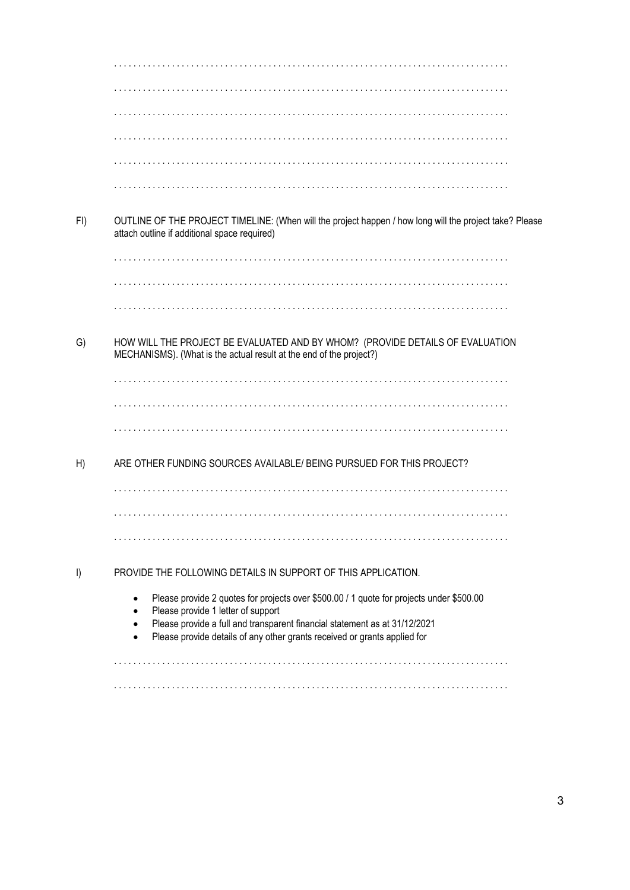. . . . . . . . . . . . . . . . . . . . . . . . . . . . . . . . . . . . . . . . . . . . . . . . . . . . . . . . . . . . . . . . . . . . . . . . . . . . . . . . . . .

. . . . . . . . . . . . . . . . . . . . . . . . . . . . . . . . . . . . . . . . . . . . . . . . . . . . . . . . . . . . . . . . . . . . . . . . . . . . . . . . . . .

. . . . . . . . . . . . . . . . . . . . . . . . . . . . . . . . . . . . . . . . . . . . . . . . . . . . . . . . . . . . . . . . . . . . . . . . . . . . . . . . . . .

. . . . . . . . . . . . . . . . . . . . . . . . . . . . . . . . . . . . . . . . . . . . . . . . . . . . . . . . . . . . . . . . . . . . . . . . . . . . . . . . . . .

. . . . . . . . . . . . . . . . . . . . . . . . . . . . . . . . . . . . . . . . . . . . . . . . . . . . . . . . . . . . . . . . . . . . . . . . . . . . . . . . . . .

. . . . . . . . . . . . . . . . . . . . . . . . . . . . . . . . . . . . . . . . . . . . . . . . . . . . . . . . . . . . . . . . . . . . . . . . . . . . . . . . . . .

FI) OUTLINE OF THE PROJECT TIMELINE: (When will the project happen / how long will the project take? Please attach outline if additional space required)

. . . . . . . . . . . . . . . . . . . . . . . . . . . . . . . . . . . . . . . . . . . . . . . . . . . . . . . . . . . . . . . . . . . . . . . . . . . . . . . . . . .

. . . . . . . . . . . . . . . . . . . . . . . . . . . . . . . . . . . . . . . . . . . . . . . . . . . . . . . . . . . . . . . . . . . . . . . . . . . . . . . . . . .

. . . . . . . . . . . . . . . . . . . . . . . . . . . . . . . . . . . . . . . . . . . . . . . . . . . . . . . . . . . . . . . . . . . . . . . . . . . . . . . . . . .

G) HOW WILL THE PROJECT BE EVALUATED AND BY WHOM? (PROVIDE DETAILS OF EVALUATION MECHANISMS). (What is the actual result at the end of the project?)

. . . . . . . . . . . . . . . . . . . . . . . . . . . . . . . . . . . . . . . . . . . . . . . . . . . . . . . . . . . . . . . . . . . . . . . . . . . . . . . . . . .

. . . . . . . . . . . . . . . . . . . . . . . . . . . . . . . . . . . . . . . . . . . . . . . . . . . . . . . . . . . . . . . . . . . . . . . . . . . . . . . . . . .

. . . . . . . . . . . . . . . . . . . . . . . . . . . . . . . . . . . . . . . . . . . . . . . . . . . . . . . . . . . . . . . . . . . . . . . . . . . . . . . . . . .

H) ARE OTHER FUNDING SOURCES AVAILABLE/ BEING PURSUED FOR THIS PROJECT?

. . . . . . . . . . . . . . . . . . . . . . . . . . . . . . . . . . . . . . . . . . . . . . . . . . . . . . . . . . . . . . . . . . . . . . . . . . . . . . . . . . .

. . . . . . . . . . . . . . . . . . . . . . . . . . . . . . . . . . . . . . . . . . . . . . . . . . . . . . . . . . . . . . . . . . . . . . . . . . . . . . . . . . .

. . . . . . . . . . . . . . . . . . . . . . . . . . . . . . . . . . . . . . . . . . . . . . . . . . . . . . . . . . . . . . . . . . . . . . . . . . . . . . . . . . .

I) PROVIDE THE FOLLOWING DETAILS IN SUPPORT OF THIS APPLICATION.

- Please provide 2 quotes for projects over $500.00 / 1 quote for projects under $500.00
- Please provide 1 letter of support
- Please provide a full and transparent financial statement as at 31/12/2021
- Please provide details of any other grants received or grants applied for

. . . . . . . . . . . . . . . . . . . . . . . . . . . . . . . . . . . . . . . . . . . . . . . . . . . . . . . . . . . . . . . . . . . . . . . . . . . . . . . . . . .

. . . . . . . . . . . . . . . . . . . . . . . . . . . . . . . . . . . . . . . . . . . . . . . . . . . . . . . . . . . . . . . . . . . . . . . . . . . . . . . . . . .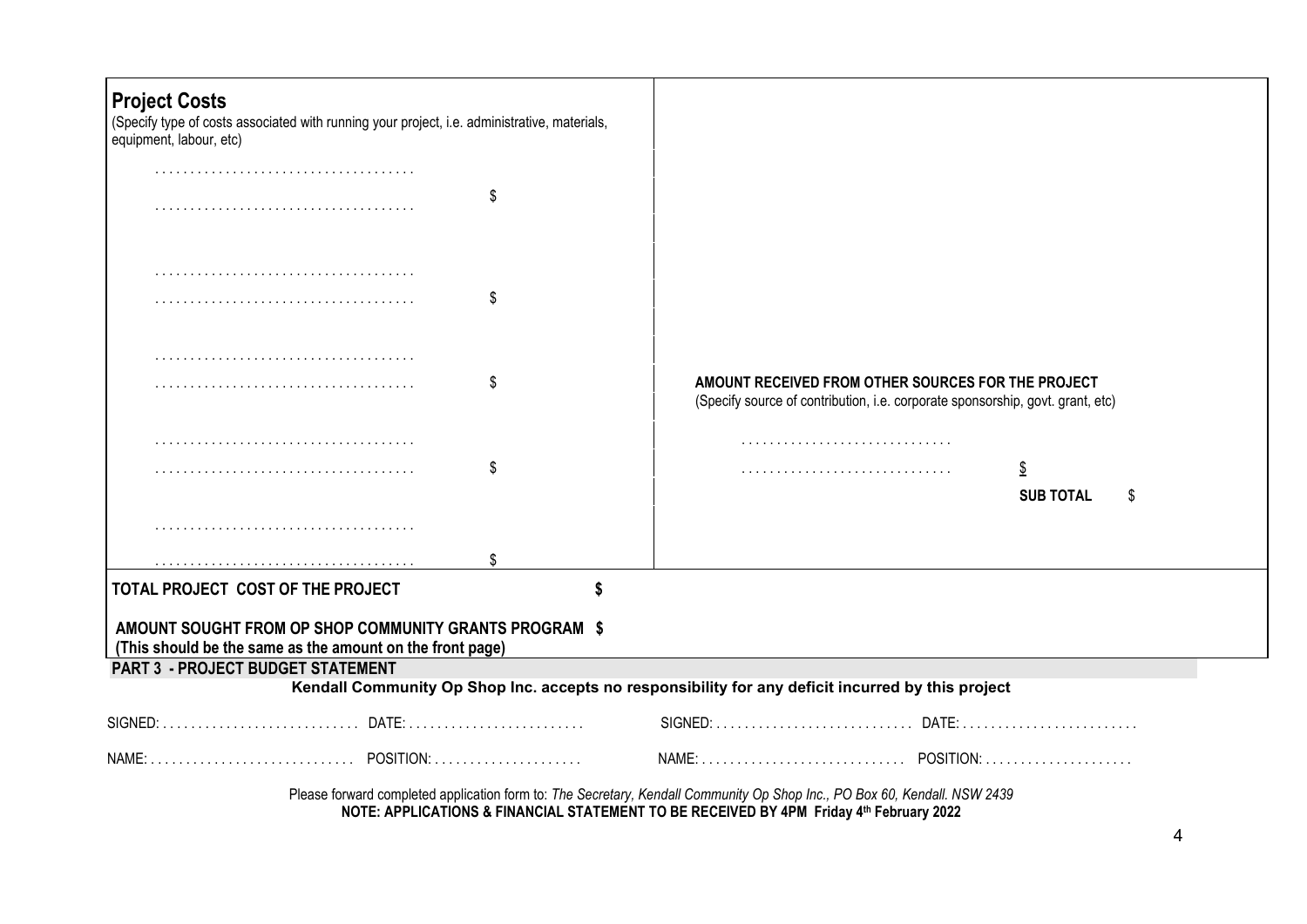## Project Costs

(Specify type of costs associated with running your project, i.e. administrative, materials, equipment, labour, etc)

. . . . . . . . . . . . . . . . . . . . . . . . . . . . . . . . . . . .
. . . . . . . . . . . . . . . . . . . . . . . . . . . . . . . . . . . . $

. . . . . . . . . . . . . . . . . . . . . . . . . . . . . . . . . . . .
. . . . . . . . . . . . . . . . . . . . . . . . . . . . . . . . . . . . $

. . . . . . . . . . . . . . . . . . . . . . . . . . . . . . . . . . . .
. . . . . . . . . . . . . . . . . . . . . . . . . . . . . . . . . . . . $

. . . . . . . . . . . . . . . . . . . . . . . . . . . . . . . . . . . .
. . . . . . . . . . . . . . . . . . . . . . . . . . . . . . . . . . . . $

. . . . . . . . . . . . . . . . . . . . . . . . . . . . . . . . . . . .
. . . . . . . . . . . . . . . . . . . . . . . . . . . . . . . . . . . . $

**AMOUNT RECEIVED FROM OTHER SOURCES FOR THE PROJECT**

(Specify source of contribution, i.e. corporate sponsorship, govt. grant, etc)

. . . . . . . . . . . . . . . . . . . . . . . . . . . . .
. . . . . . . . . . . . . . . . . . . . . . . . . . . . . $

**SUB TOTAL** $

**TOTAL PROJECT COST OF THE PROJECT** **$**

**AMOUNT SOUGHT FROM OP SHOP COMMUNITY GRANTS PROGRAM $**
**(This should be the same as the amount on the front page)**

**PART 3 - PROJECT BUDGET STATEMENT**

**Kendall Community Op Shop Inc. accepts no responsibility for any deficit incurred by this project**

SIGNED: . . . . . . . . . . . . . . . . . . . . . . . . . . . . DATE: . . . . . . . . . . . . . . . . . . . . . . . . .

NAME: . . . . . . . . . . . . . . . . . . . . . . . . . . . . POSITION: . . . . . . . . . . . . . . . . . . . . .

SIGNED: . . . . . . . . . . . . . . . . . . . . . . . . . . . . DATE: . . . . . . . . . . . . . . . . . . . . . . . . .

NAME: . . . . . . . . . . . . . . . . . . . . . . . . . . . . POSITION: . . . . . . . . . . . . . . . . . . . . .

Please forward completed application form to: *The Secretary, Kendall Community Op Shop Inc., PO Box 60, Kendall. NSW 2439*

**NOTE: APPLICATIONS & FINANCIAL STATEMENT TO BE RECEIVED BY 4PM Friday 4th February 2022**